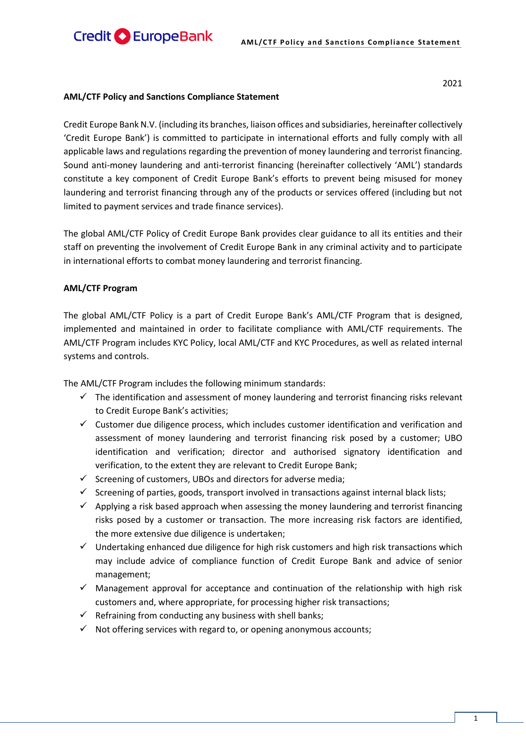2021

**AML/CTF Policy and Sanctions Compliance Statement**

Credit Europe Bank N.V. (including its branches, liaison offices and subsidiaries, hereinafter collectively 'Credit Europe Bank') is committed to participate in international efforts and fully comply with all applicable laws and regulations regarding the prevention of money laundering and terrorist financing. Sound anti-money laundering and anti-terrorist financing (hereinafter collectively 'AML') standards constitute a key component of Credit Europe Bank's efforts to prevent being misused for money laundering and terrorist financing through any of the products or services offered (including but not limited to payment services and trade finance services).

The global AML/CTF Policy of Credit Europe Bank provides clear guidance to all its entities and their staff on preventing the involvement of Credit Europe Bank in any criminal activity and to participate in international efforts to combat money laundering and terrorist financing.

**AML/CTF Program**

The global AML/CTF Policy is a part of Credit Europe Bank's AML/CTF Program that is designed, implemented and maintained in order to facilitate compliance with AML/CTF requirements. The AML/CTF Program includes KYC Policy, local AML/CTF and KYC Procedures, as well as related internal systems and controls.

The AML/CTF Program includes the following minimum standards:

- ✓ The identification and assessment of money laundering and terrorist financing risks relevant to Credit Europe Bank's activities;
- ✓ Customer due diligence process, which includes customer identification and verification and assessment of money laundering and terrorist financing risk posed by a customer; UBO identification and verification; director and authorised signatory identification and verification, to the extent they are relevant to Credit Europe Bank;
- ✓ Screening of customers, UBOs and directors for adverse media;
- ✓ Screening of parties, goods, transport involved in transactions against internal black lists;
- ✓ Applying a risk based approach when assessing the money laundering and terrorist financing risks posed by a customer or transaction. The more increasing risk factors are identified, the more extensive due diligence is undertaken;
- ✓ Undertaking enhanced due diligence for high risk customers and high risk transactions which may include advice of compliance function of Credit Europe Bank and advice of senior management;
- ✓ Management approval for acceptance and continuation of the relationship with high risk customers and, where appropriate, for processing higher risk transactions;
- ✓ Refraining from conducting any business with shell banks;
- ✓ Not offering services with regard to, or opening anonymous accounts;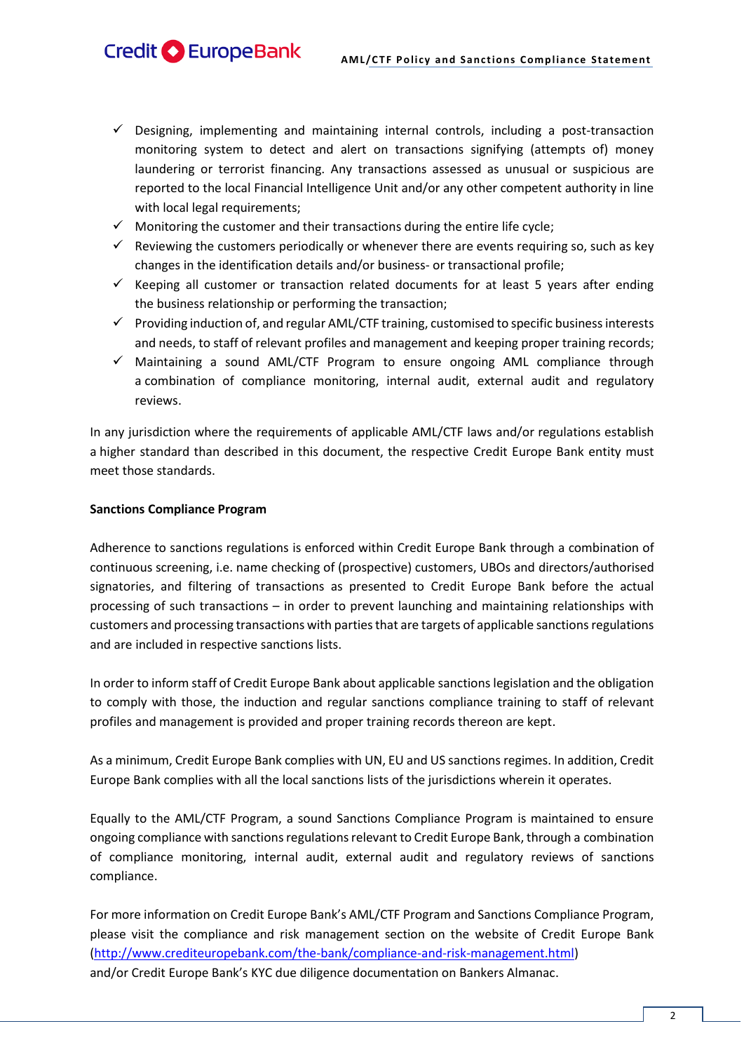- ✓ Designing, implementing and maintaining internal controls, including a post-transaction monitoring system to detect and alert on transactions signifying (attempts of) money laundering or terrorist financing. Any transactions assessed as unusual or suspicious are reported to the local Financial Intelligence Unit and/or any other competent authority in line with local legal requirements;
- ✓ Monitoring the customer and their transactions during the entire life cycle;
- ✓ Reviewing the customers periodically or whenever there are events requiring so, such as key changes in the identification details and/or business- or transactional profile;
- ✓ Keeping all customer or transaction related documents for at least 5 years after ending the business relationship or performing the transaction;
- ✓ Providing induction of, and regular AML/CTF training, customised to specific business interests and needs, to staff of relevant profiles and management and keeping proper training records;
- ✓ Maintaining a sound AML/CTF Program to ensure ongoing AML compliance through a combination of compliance monitoring, internal audit, external audit and regulatory reviews.

In any jurisdiction where the requirements of applicable AML/CTF laws and/or regulations establish a higher standard than described in this document, the respective Credit Europe Bank entity must meet those standards.

**Sanctions Compliance Program**

Adherence to sanctions regulations is enforced within Credit Europe Bank through a combination of continuous screening, i.e. name checking of (prospective) customers, UBOs and directors/authorised signatories, and filtering of transactions as presented to Credit Europe Bank before the actual processing of such transactions – in order to prevent launching and maintaining relationships with customers and processing transactions with parties that are targets of applicable sanctions regulations and are included in respective sanctions lists.

In order to inform staff of Credit Europe Bank about applicable sanctions legislation and the obligation to comply with those, the induction and regular sanctions compliance training to staff of relevant profiles and management is provided and proper training records thereon are kept.

As a minimum, Credit Europe Bank complies with UN, EU and US sanctions regimes. In addition, Credit Europe Bank complies with all the local sanctions lists of the jurisdictions wherein it operates.

Equally to the AML/CTF Program, a sound Sanctions Compliance Program is maintained to ensure ongoing compliance with sanctions regulations relevant to Credit Europe Bank, through a combination of compliance monitoring, internal audit, external audit and regulatory reviews of sanctions compliance.

For more information on Credit Europe Bank's AML/CTF Program and Sanctions Compliance Program, please visit the compliance and risk management section on the website of Credit Europe Bank (http://www.crediteuropebank.com/the-bank/compliance-and-risk-management.html) and/or Credit Europe Bank's KYC due diligence documentation on Bankers Almanac.